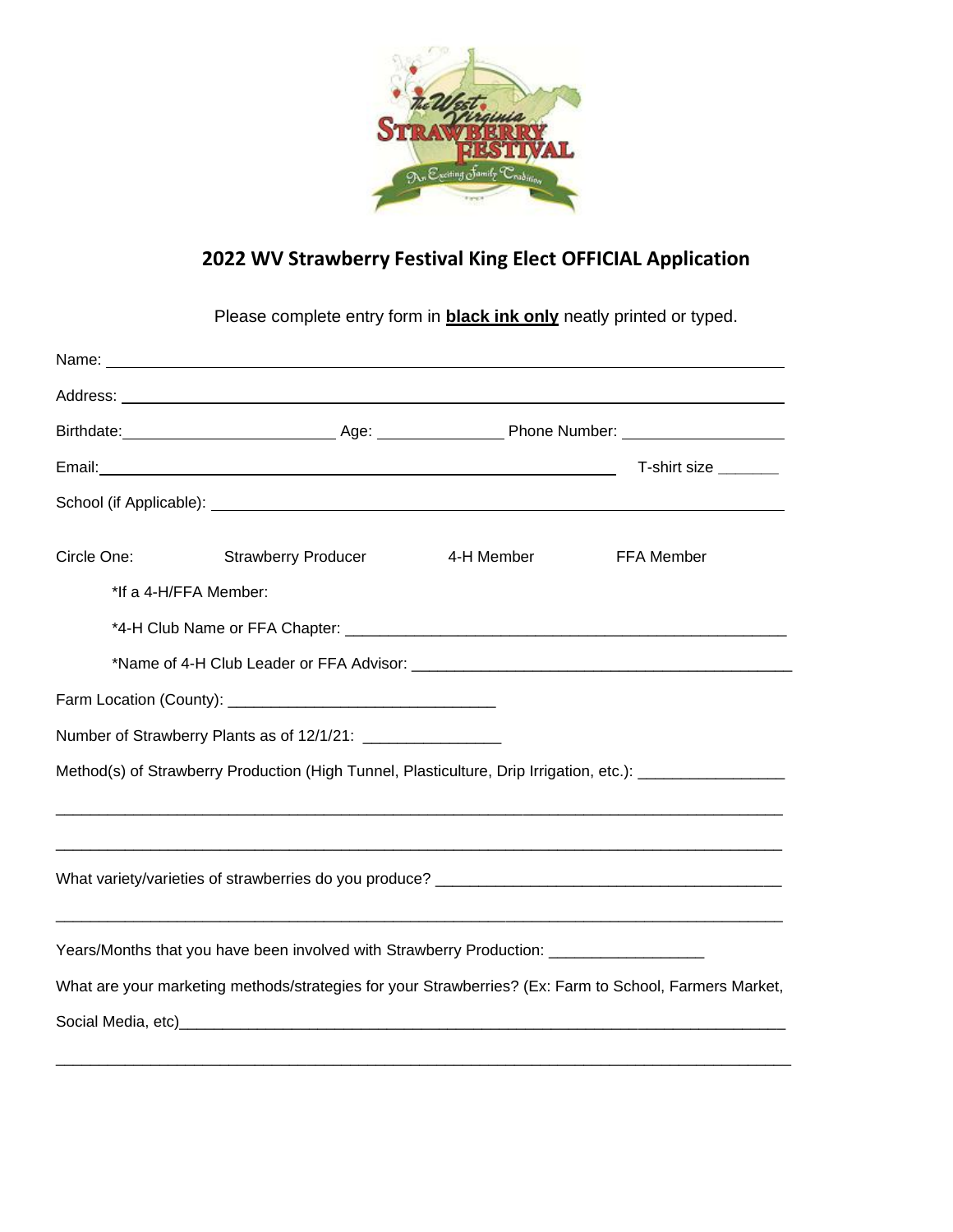# 2022 WV Strawberry Festival King Elect OFFICIAL Application

Please complete entry form in **black ink only** neatly printed or typed.

Name: ____________________________________________

Address: ____________________________________________

Birthdate: ________________ Age: __________ Phone Number: ____________

Email: ______________________________________ T-shirt size _______

School (if Applicable): ____________________________________________

Circle One: Strawberry Producer 4-H Member FFA Member

*If a 4-H/FFA Member:

*4-H Club Name or FFA Chapter: ____________________________________________

*Name of 4-H Club Leader or FFA Advisor: ____________________________________________

Farm Location (County): ______________________________

Number of Strawberry Plants as of 12/1/21: _______________

Method(s) of Strawberry Production (High Tunnel, Plasticulture, Drip Irrigation, etc.): ________________

____________________________________________________________________________

____________________________________________________________________________

What variety/varieties of strawberries do you produce? ______________________________________

____________________________________________________________________________

Years/Months that you have been involved with Strawberry Production: _________________

What are your marketing methods/strategies for your Strawberries? (Ex: Farm to School, Farmers Market, Social Media, etc)______________________________________________________________

____________________________________________________________________________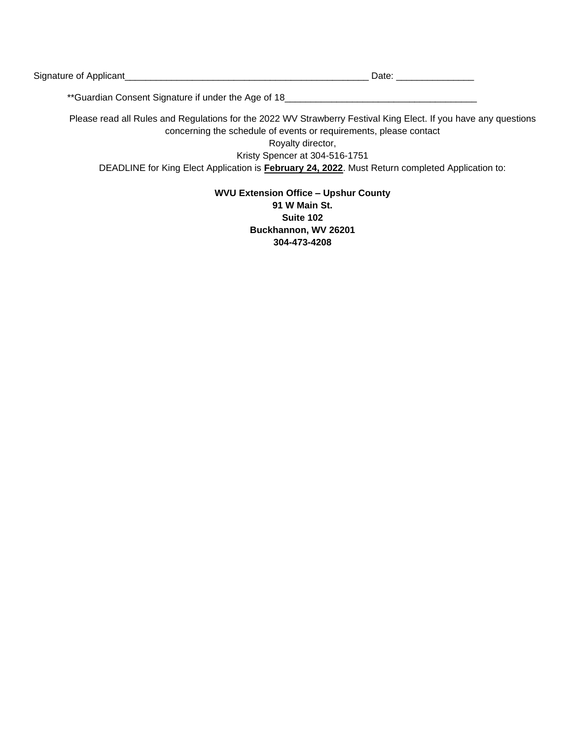Signature of Applicant_______________________________________________ Date: _______________

**Guardian Consent Signature if under the Age of 18_____________________________________

Please read all Rules and Regulations for the 2022 WV Strawberry Festival King Elect. If you have any questions concerning the schedule of events or requirements, please contact
Royalty director,
Kristy Spencer at 304-516-1751
DEADLINE for King Elect Application is **February 24, 2022**. Must Return completed Application to:

**WVU Extension Office – Upshur County**
**91 W Main St.**
**Suite 102**
**Buckhannon, WV 26201**
**304-473-4208**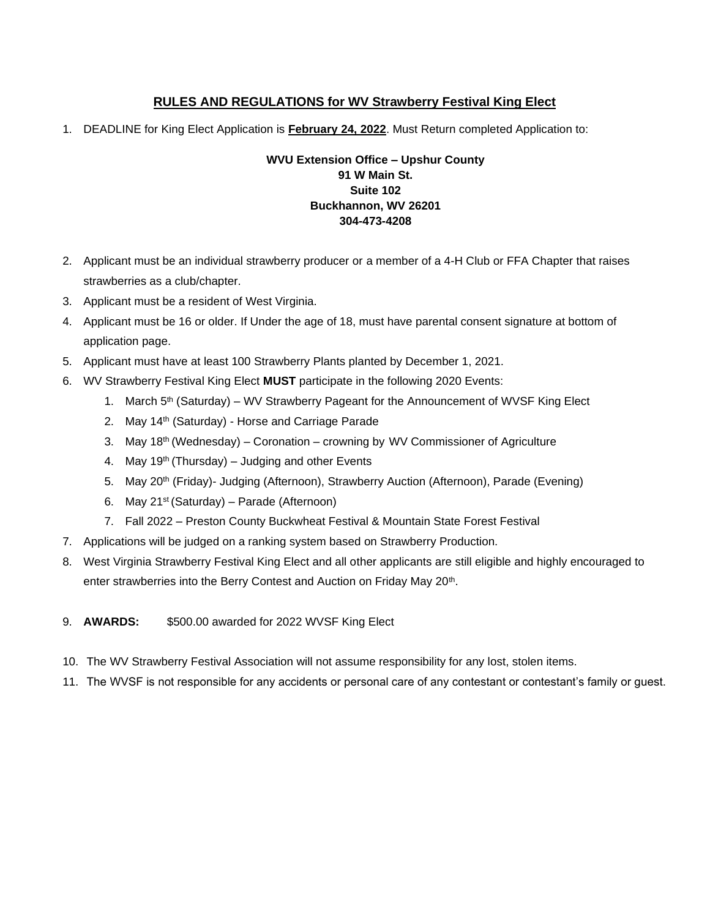## RULES AND REGULATIONS for WV Strawberry Festival King Elect

1. DEADLINE for King Elect Application is **February 24, 2022**. Must Return completed Application to:

   **WVU Extension Office – Upshur County**
   **91 W Main St.**
   **Suite 102**
   **Buckhannon, WV 26201**
   **304-473-4208**

2. Applicant must be an individual strawberry producer or a member of a 4-H Club or FFA Chapter that raises strawberries as a club/chapter.
3. Applicant must be a resident of West Virginia.
4. Applicant must be 16 or older. If Under the age of 18, must have parental consent signature at bottom of application page.
5. Applicant must have at least 100 Strawberry Plants planted by December 1, 2021.
6. WV Strawberry Festival King Elect **MUST** participate in the following 2020 Events:
   1. March 5th (Saturday) – WV Strawberry Pageant for the Announcement of WVSF King Elect
   2. May 14th (Saturday) - Horse and Carriage Parade
   3. May 18th (Wednesday) – Coronation – crowning by WV Commissioner of Agriculture
   4. May 19th (Thursday) – Judging and other Events
   5. May 20th (Friday)- Judging (Afternoon), Strawberry Auction (Afternoon), Parade (Evening)
   6. May 21st (Saturday) – Parade (Afternoon)
   7. Fall 2022 – Preston County Buckwheat Festival & Mountain State Forest Festival
7. Applications will be judged on a ranking system based on Strawberry Production.
8. West Virginia Strawberry Festival King Elect and all other applicants are still eligible and highly encouraged to enter strawberries into the Berry Contest and Auction on Friday May 20th.

9. **AWARDS:** $500.00 awarded for 2022 WVSF King Elect

10. The WV Strawberry Festival Association will not assume responsibility for any lost, stolen items.
11. The WVSF is not responsible for any accidents or personal care of any contestant or contestant's family or guest.